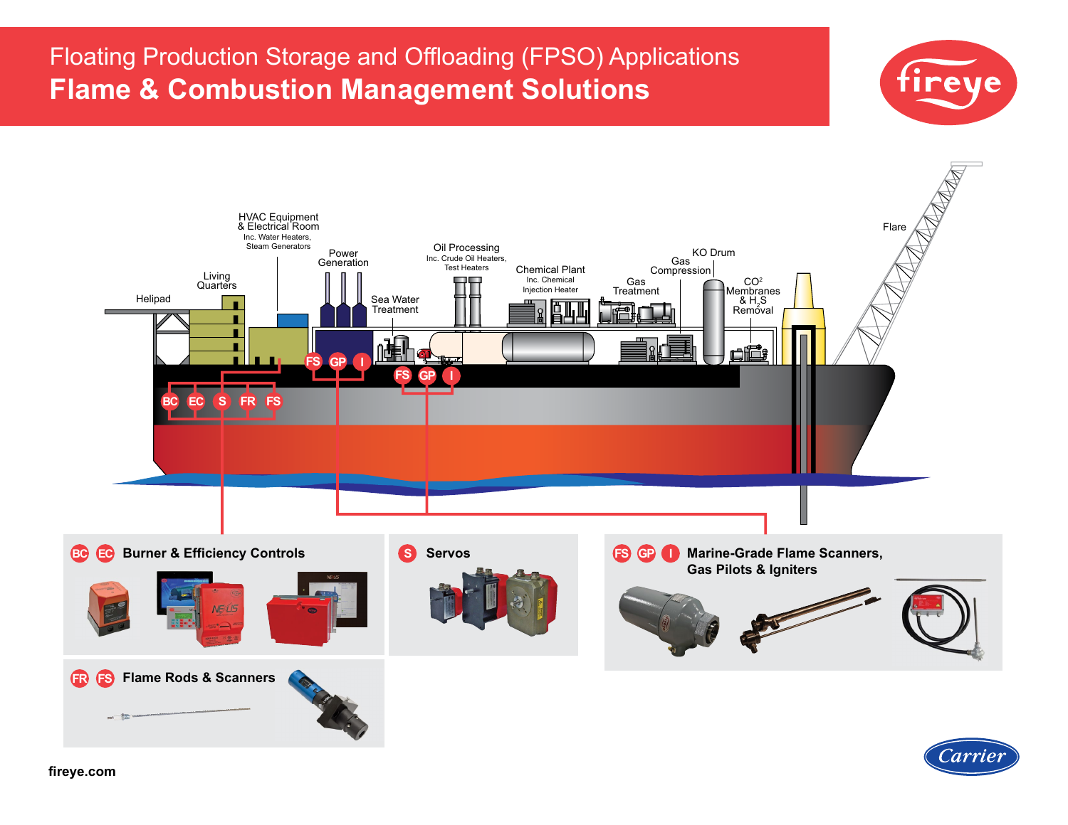# Floating Production Storage and Offloading (FPSO) Applications

## Flame & Combustion Management Solutions

fireye

Helipad

Living Quarters

HVAC Equipment & Electrical Room
Inc. Water Heaters, Steam Generators

Power Generation

Sea Water Treatment

Oil Processing
Inc. Crude Oil Heaters, Test Heaters

Chemical Plant
Inc. Chemical Injection Heater

Gas Treatment

Gas Compression

KO Drum

$CO_2$ Membranes & $H_2S$ Removal

Flare

BC EC S FR FS

FS GP I

FS GP I

### BC EC Burner & Efficiency Controls

### S Servos

### FS GP I Marine-Grade Flame Scanners, Gas Pilots & Igniters

### FR FS Flame Rods & Scanners

fireye.com

Carrier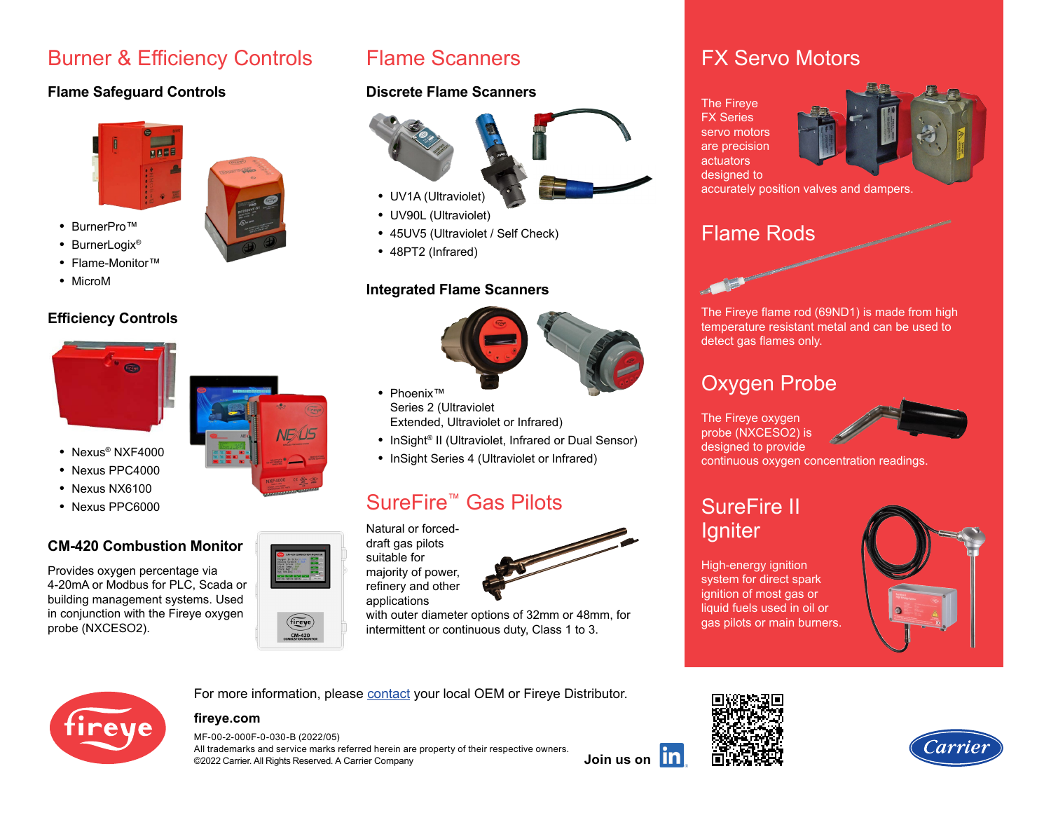# Burner & Efficiency Controls

## Flame Safeguard Controls

- BurnerPro™
- BurnerLogix®
- Flame-Monitor™
- MicroM

## Efficiency Controls

- Nexus® NXF4000
- Nexus PPC4000
- Nexus NX6100
- Nexus PPC6000

## CM-420 Combustion Monitor

Provides oxygen percentage via 4-20mA or Modbus for PLC, Scada or building management systems. Used in conjunction with the Fireye oxygen probe (NXCESO2).

# Flame Scanners

## Discrete Flame Scanners

- UV1A (Ultraviolet)
- UV90L (Ultraviolet)
- 45UV5 (Ultraviolet / Self Check)
- 48PT2 (Infrared)

## Integrated Flame Scanners

- Phoenix™ Series 2 (Ultraviolet Extended, Ultraviolet or Infrared)
- InSight® II (Ultraviolet, Infrared or Dual Sensor)
- InSight Series 4 (Ultraviolet or Infrared)

# SureFire™ Gas Pilots

Natural or forced-draft gas pilots suitable for majority of power, refinery and other applications with outer diameter options of 32mm or 48mm, for intermittent or continuous duty, Class 1 to 3.

# FX Servo Motors

The Fireye FX Series servo motors are precision actuators designed to accurately position valves and dampers.

# Flame Rods

The Fireye flame rod (69ND1) is made from high temperature resistant metal and can be used to detect gas flames only.

# Oxygen Probe

The Fireye oxygen probe (NXCESO2) is designed to provide continuous oxygen concentration readings.

# SureFire II Igniter

High-energy ignition system for direct spark ignition of most gas or liquid fuels used in oil or gas pilots or main burners.

For more information, please contact your local OEM or Fireye Distributor.

**fireye.com**

MF-00-2-000F-0-030-B (2022/05)

All trademarks and service marks referred herein are property of their respective owners.

©2022 Carrier. All Rights Reserved. A Carrier Company

**Join us on**